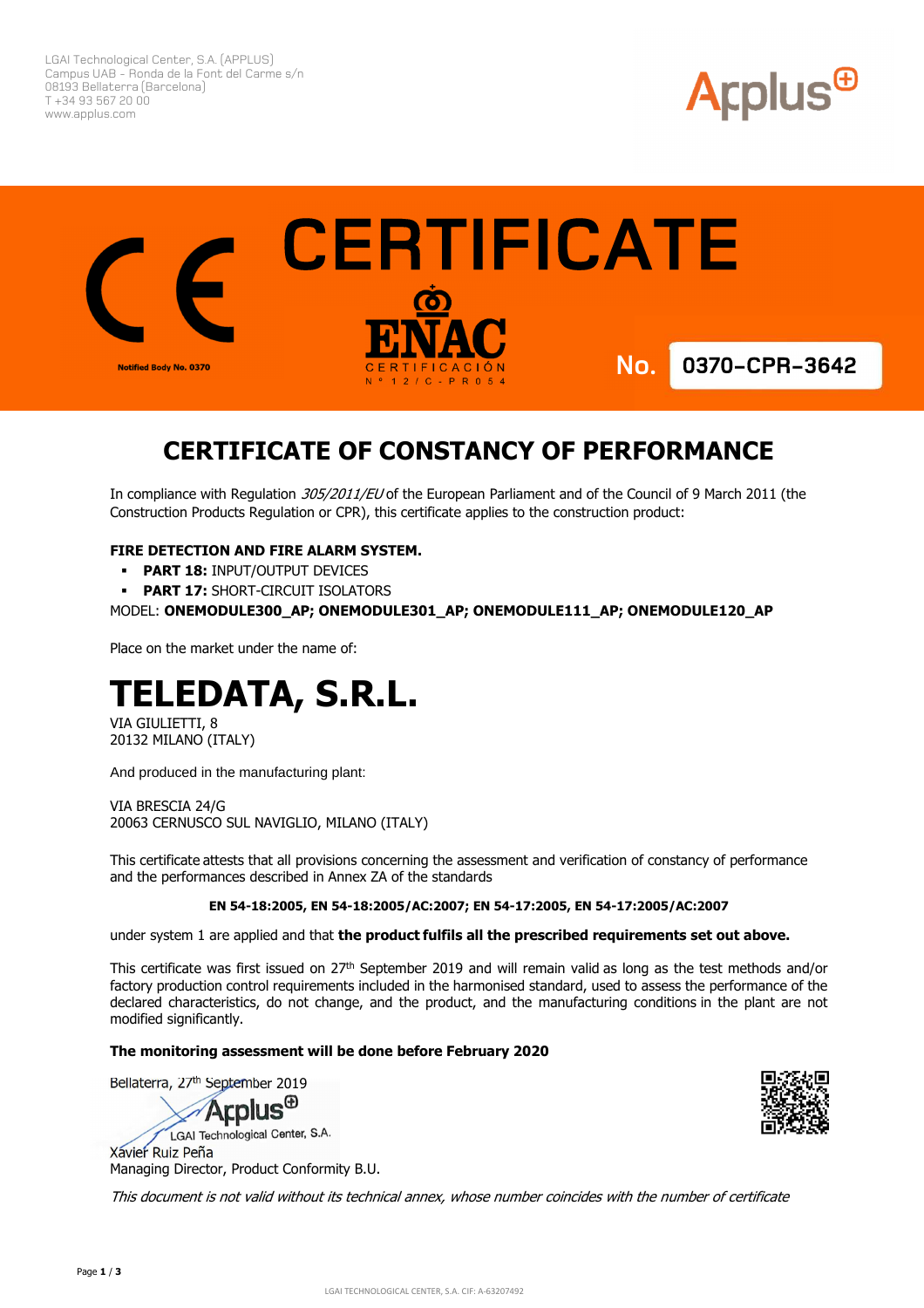LGAI Technological Center, S.A. (APPLUS)
Campus UAB - Ronda de la Font del Carme s/n
08193 Bellaterra (Barcelona)
T +34 93 567 20 00
www.applus.com

Applus

# CERTIFICATE

CE
Notified Body No. 0370

ENAC
CERTIFICACIÓN
Nº 12/C-PR054

**No. 0370-CPR-3642**

## CERTIFICATE OF CONSTANCY OF PERFORMANCE

In compliance with Regulation *305/2011/EU* of the European Parliament and of the Council of 9 March 2011 (the Construction Products Regulation or CPR), this certificate applies to the construction product:

**FIRE DETECTION AND FIRE ALARM SYSTEM.**

- **PART 18:** INPUT/OUTPUT DEVICES
- **PART 17:** SHORT-CIRCUIT ISOLATORS

MODEL: **ONEMODULE300_AP; ONEMODULE301_AP; ONEMODULE111_AP; ONEMODULE120_AP**

Place on the market under the name of:

# TELEDATA, S.R.L.

VIA GIULIETTI, 8
20132 MILANO (ITALY)

And produced in the manufacturing plant:

VIA BRESCIA 24/G
20063 CERNUSCO SUL NAVIGLIO, MILANO (ITALY)

This certificate attests that all provisions concerning the assessment and verification of constancy of performance and the performances described in Annex ZA of the standards

**EN 54-18:2005, EN 54-18:2005/AC:2007; EN 54-17:2005, EN 54-17:2005/AC:2007**

under system 1 are applied and that **the product fulfils all the prescribed requirements set out above.**

This certificate was first issued on 27th September 2019 and will remain valid as long as the test methods and/or factory production control requirements included in the harmonised standard, used to assess the performance of the declared characteristics, do not change, and the product, and the manufacturing conditions in the plant are not modified significantly.

**The monitoring assessment will be done before February 2020**

Bellaterra, 27th September 2019

Applus
LGAI Technological Center, S.A.

Xavier Ruiz Peña
Managing Director, Product Conformity B.U.

*This document is not valid without its technical annex, whose number coincides with the number of certificate*

LGAI TECHNOLOGICAL CENTER, S.A. CIF: A-63207492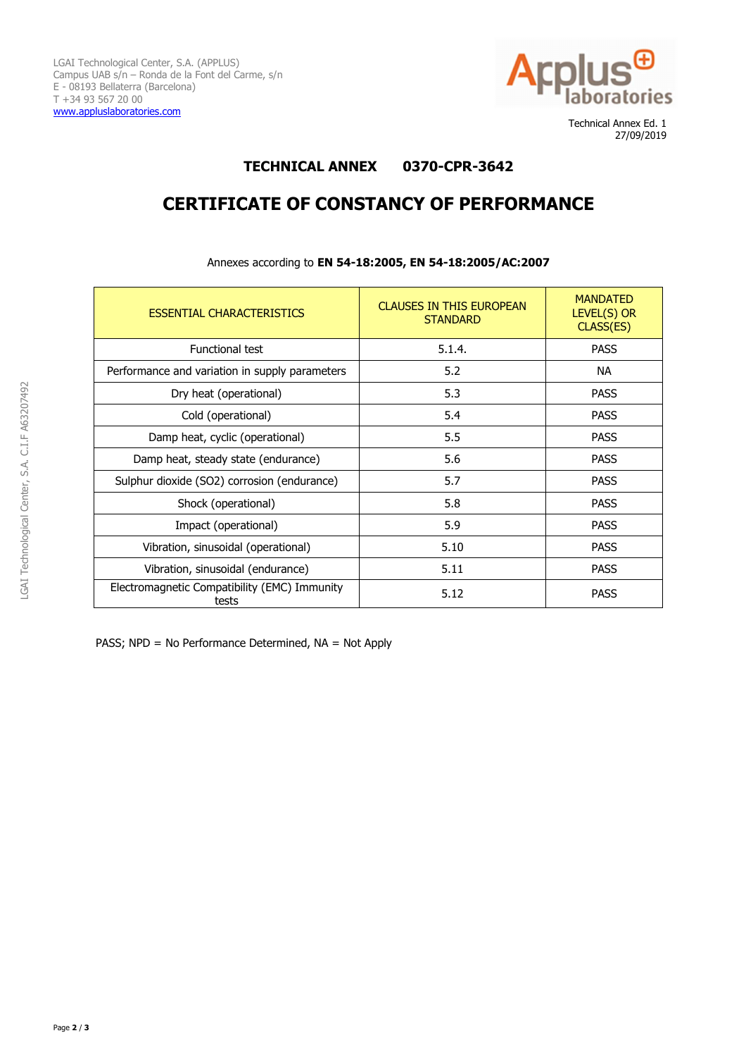LGAI Technological Center, S.A. (APPLUS)
Campus UAB s/n – Ronda de la Font del Carme, s/n
E - 08193 Bellaterra (Barcelona)
T +34 93 567 20 00
www.appluslaboratories.com

Technical Annex Ed. 1
27/09/2019

## TECHNICAL ANNEX 0370-CPR-3642

# CERTIFICATE OF CONSTANCY OF PERFORMANCE

Annexes according to **EN 54-18:2005, EN 54-18:2005/AC:2007**

| ESSENTIAL CHARACTERISTICS | CLAUSES IN THIS EUROPEAN STANDARD | MANDATED LEVEL(S) OR CLASS(ES) |
|---|---|---|
| Functional test | 5.1.4. | PASS |
| Performance and variation in supply parameters | 5.2 | NA |
| Dry heat (operational) | 5.3 | PASS |
| Cold (operational) | 5.4 | PASS |
| Damp heat, cyclic (operational) | 5.5 | PASS |
| Damp heat, steady state (endurance) | 5.6 | PASS |
| Sulphur dioxide ($SO_2$) corrosion (endurance) | 5.7 | PASS |
| Shock (operational) | 5.8 | PASS |
| Impact (operational) | 5.9 | PASS |
| Vibration, sinusoidal (operational) | 5.10 | PASS |
| Vibration, sinusoidal (endurance) | 5.11 | PASS |
| Electromagnetic Compatibility (EMC) Immunity tests | 5.12 | PASS |

PASS; NPD = No Performance Determined, NA = Not Apply

LGAI Technological Center, S.A. C.I.F A63207492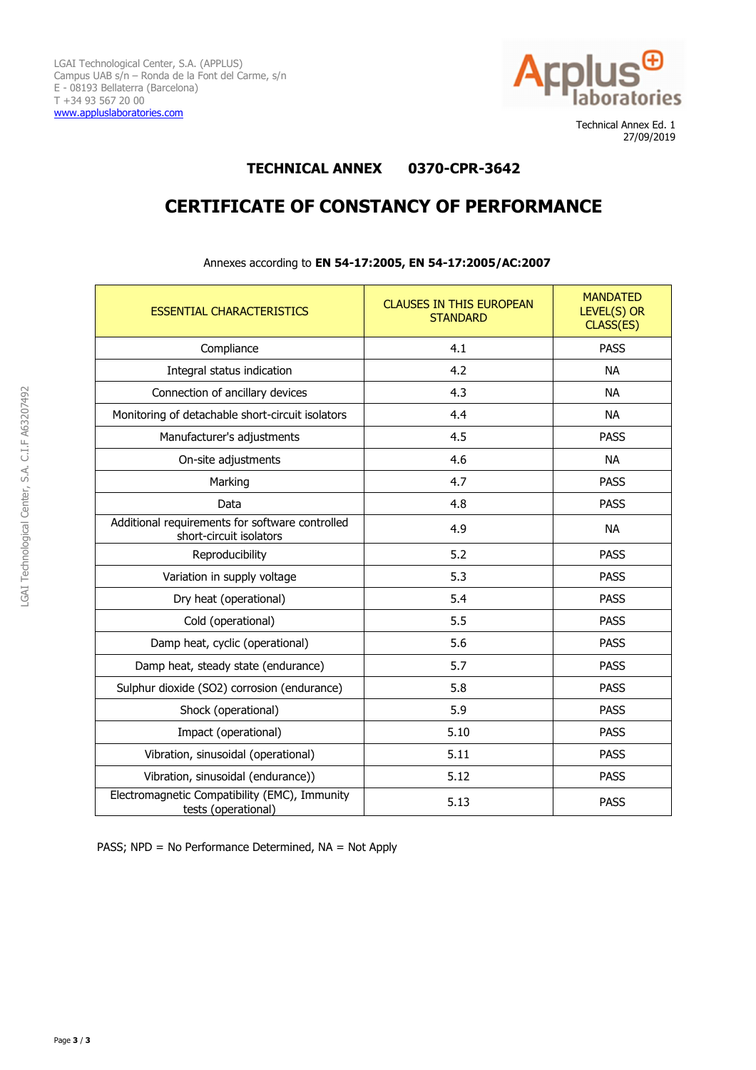LGAI Technological Center, S.A. (APPLUS)
Campus UAB s/n – Ronda de la Font del Carme, s/n
E - 08193 Bellaterra (Barcelona)
T +34 93 567 20 00
www.appluslaboratories.com

Technical Annex Ed. 1
27/09/2019

## TECHNICAL ANNEX 0370-CPR-3642

# CERTIFICATE OF CONSTANCY OF PERFORMANCE

Annexes according to **EN 54-17:2005, EN 54-17:2005/AC:2007**

| ESSENTIAL CHARACTERISTICS | CLAUSES IN THIS EUROPEAN STANDARD | MANDATED LEVEL(S) OR CLASS(ES) |
|---|---|---|
| Compliance | 4.1 | PASS |
| Integral status indication | 4.2 | NA |
| Connection of ancillary devices | 4.3 | NA |
| Monitoring of detachable short-circuit isolators | 4.4 | NA |
| Manufacturer's adjustments | 4.5 | PASS |
| On-site adjustments | 4.6 | NA |
| Marking | 4.7 | PASS |
| Data | 4.8 | PASS |
| Additional requirements for software controlled short-circuit isolators | 4.9 | NA |
| Reproducibility | 5.2 | PASS |
| Variation in supply voltage | 5.3 | PASS |
| Dry heat (operational) | 5.4 | PASS |
| Cold (operational) | 5.5 | PASS |
| Damp heat, cyclic (operational) | 5.6 | PASS |
| Damp heat, steady state (endurance) | 5.7 | PASS |
| Sulphur dioxide (SO2) corrosion (endurance) | 5.8 | PASS |
| Shock (operational) | 5.9 | PASS |
| Impact (operational) | 5.10 | PASS |
| Vibration, sinusoidal (operational) | 5.11 | PASS |
| Vibration, sinusoidal (endurance)) | 5.12 | PASS |
| Electromagnetic Compatibility (EMC), Immunity tests (operational) | 5.13 | PASS |

PASS; NPD = No Performance Determined, NA = Not Apply

LGAI Technological Center, S.A. C.I.F A63207492